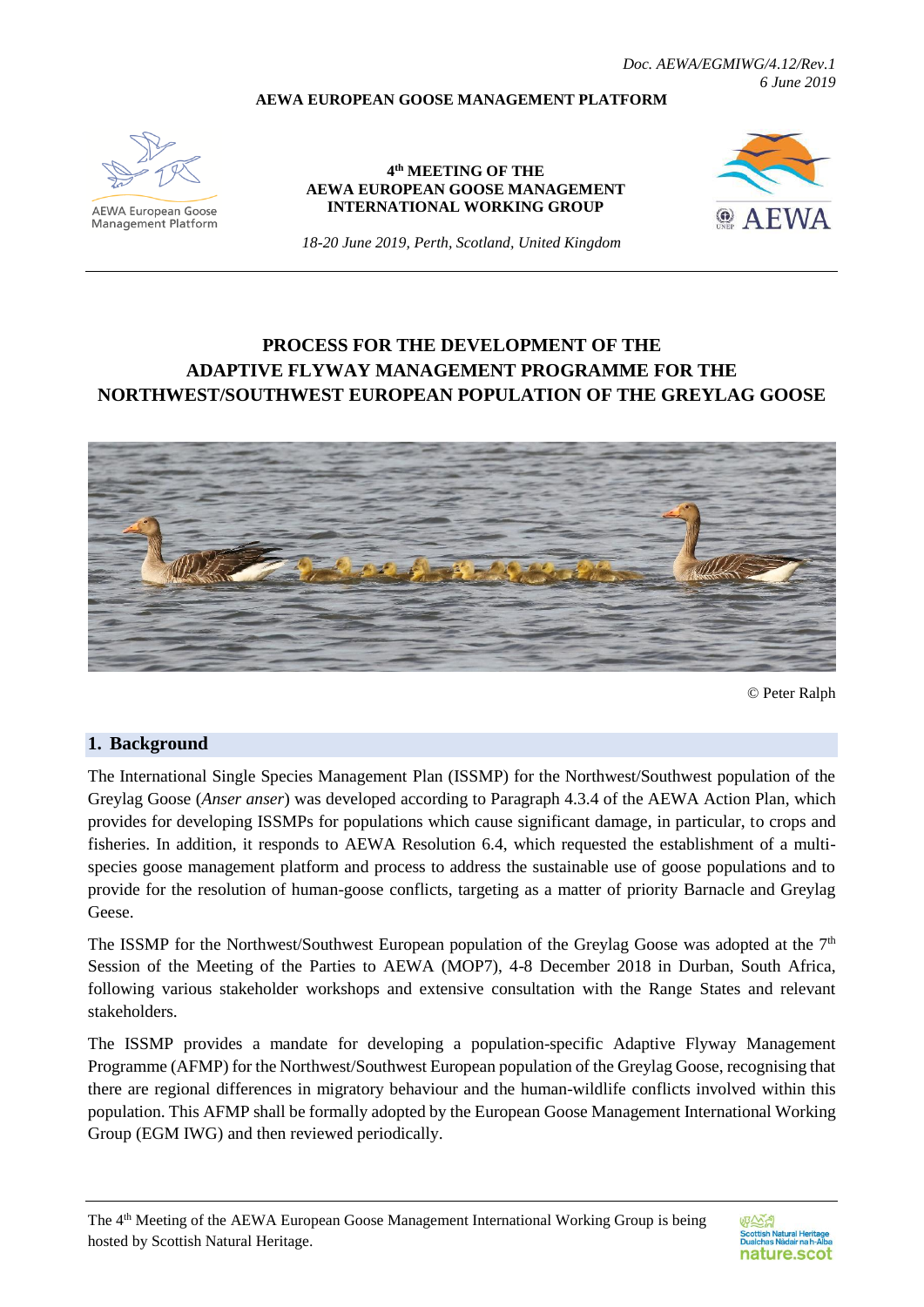*Doc. AEWA/EGMIWG/4.12/Rev.1*
*6 June 2019*

**AEWA EUROPEAN GOOSE MANAGEMENT PLATFORM**

**4th MEETING OF THE AEWA EUROPEAN GOOSE MANAGEMENT INTERNATIONAL WORKING GROUP**

*18-20 June 2019, Perth, Scotland, United Kingdom*

# PROCESS FOR THE DEVELOPMENT OF THE ADAPTIVE FLYWAY MANAGEMENT PROGRAMME FOR THE NORTHWEST/SOUTHWEST EUROPEAN POPULATION OF THE GREYLAG GOOSE

© Peter Ralph

## 1. Background

The International Single Species Management Plan (ISSMP) for the Northwest/Southwest population of the Greylag Goose (*Anser anser*) was developed according to Paragraph 4.3.4 of the AEWA Action Plan, which provides for developing ISSMPs for populations which cause significant damage, in particular, to crops and fisheries. In addition, it responds to AEWA Resolution 6.4, which requested the establishment of a multi-species goose management platform and process to address the sustainable use of goose populations and to provide for the resolution of human-goose conflicts, targeting as a matter of priority Barnacle and Greylag Geese.

The ISSMP for the Northwest/Southwest European population of the Greylag Goose was adopted at the 7th Session of the Meeting of the Parties to AEWA (MOP7), 4-8 December 2018 in Durban, South Africa, following various stakeholder workshops and extensive consultation with the Range States and relevant stakeholders.

The ISSMP provides a mandate for developing a population-specific Adaptive Flyway Management Programme (AFMP) for the Northwest/Southwest European population of the Greylag Goose, recognising that there are regional differences in migratory behaviour and the human-wildlife conflicts involved within this population. This AFMP shall be formally adopted by the European Goose Management International Working Group (EGM IWG) and then reviewed periodically.

The 4th Meeting of the AEWA European Goose Management International Working Group is being hosted by Scottish Natural Heritage.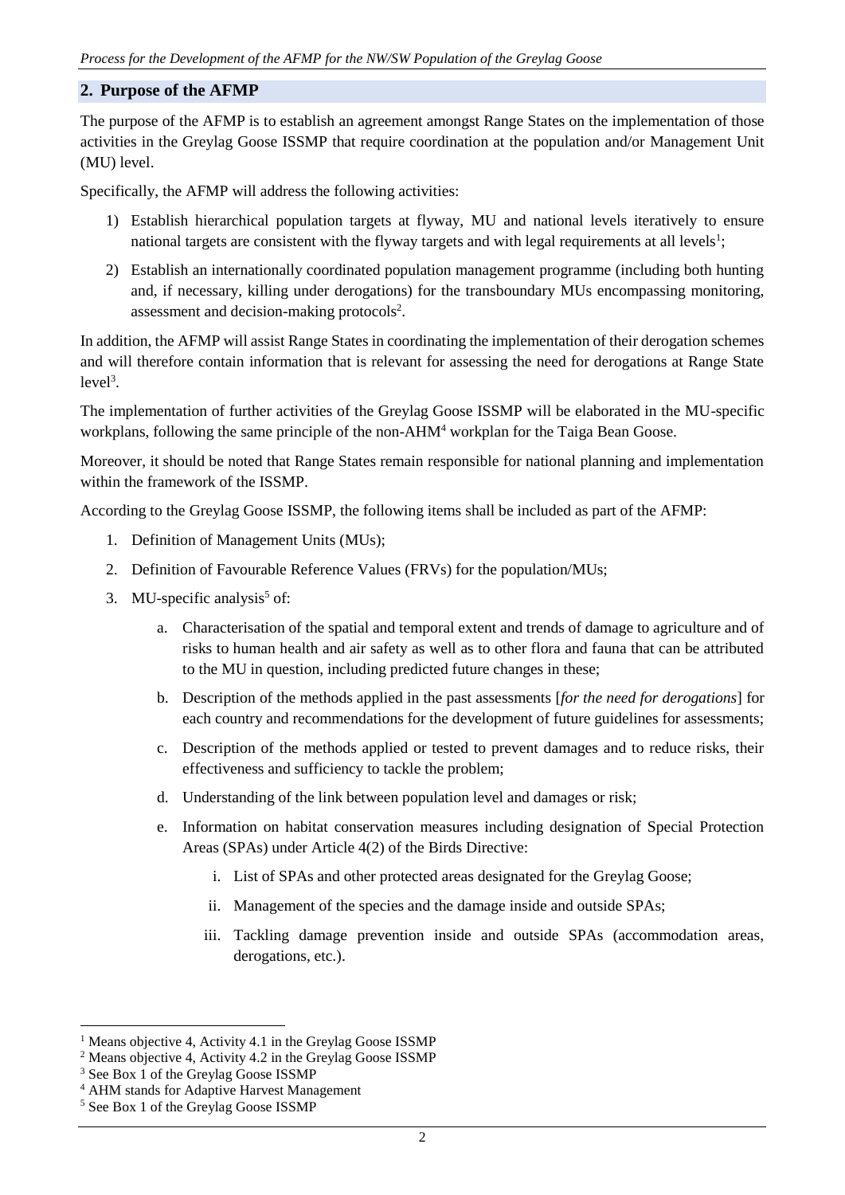## 2. Purpose of the AFMP

The purpose of the AFMP is to establish an agreement amongst Range States on the implementation of those activities in the Greylag Goose ISSMP that require coordination at the population and/or Management Unit (MU) level.

Specifically, the AFMP will address the following activities:

1) Establish hierarchical population targets at flyway, MU and national levels iteratively to ensure national targets are consistent with the flyway targets and with legal requirements at all levels[1];
2) Establish an internationally coordinated population management programme (including both hunting and, if necessary, killing under derogations) for the transboundary MUs encompassing monitoring, assessment and decision-making protocols[2].

In addition, the AFMP will assist Range States in coordinating the implementation of their derogation schemes and will therefore contain information that is relevant for assessing the need for derogations at Range State level[3].

The implementation of further activities of the Greylag Goose ISSMP will be elaborated in the MU-specific workplans, following the same principle of the non-AHM[4] workplan for the Taiga Bean Goose.

Moreover, it should be noted that Range States remain responsible for national planning and implementation within the framework of the ISSMP.

According to the Greylag Goose ISSMP, the following items shall be included as part of the AFMP:

1. Definition of Management Units (MUs);
2. Definition of Favourable Reference Values (FRVs) for the population/MUs;
3. MU-specific analysis[5] of:
    a. Characterisation of the spatial and temporal extent and trends of damage to agriculture and of risks to human health and air safety as well as to other flora and fauna that can be attributed to the MU in question, including predicted future changes in these;
    b. Description of the methods applied in the past assessments [*for the need for derogations*] for each country and recommendations for the development of future guidelines for assessments;
    c. Description of the methods applied or tested to prevent damages and to reduce risks, their effectiveness and sufficiency to tackle the problem;
    d. Understanding of the link between population level and damages or risk;
    e. Information on habitat conservation measures including designation of Special Protection Areas (SPAs) under Article 4(2) of the Birds Directive:
        i. List of SPAs and other protected areas designated for the Greylag Goose;
        ii. Management of the species and the damage inside and outside SPAs;
        iii. Tackling damage prevention inside and outside SPAs (accommodation areas, derogations, etc.).

[1] Means objective 4, Activity 4.1 in the Greylag Goose ISSMP

[2] Means objective 4, Activity 4.2 in the Greylag Goose ISSMP

[3] See Box 1 of the Greylag Goose ISSMP

[4] AHM stands for Adaptive Harvest Management

[5] See Box 1 of the Greylag Goose ISSMP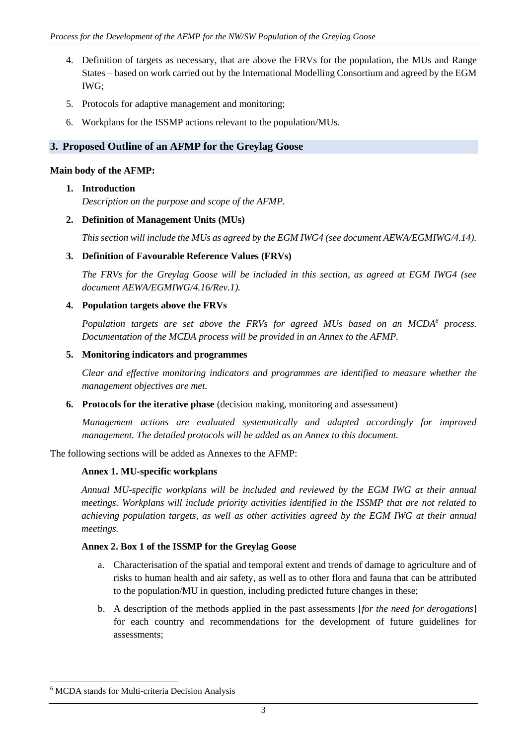4. Definition of targets as necessary, that are above the FRVs for the population, the MUs and Range States – based on work carried out by the International Modelling Consortium and agreed by the EGM IWG;

5. Protocols for adaptive management and monitoring;

6. Workplans for the ISSMP actions relevant to the population/MUs.

## 3. Proposed Outline of an AFMP for the Greylag Goose

**Main body of the AFMP:**

1. **Introduction**

   *Description on the purpose and scope of the AFMP.*

2. **Definition of Management Units (MUs)**

   *This section will include the MUs as agreed by the EGM IWG4 (see document AEWA/EGMIWG/4.14).*

3. **Definition of Favourable Reference Values (FRVs)**

   *The FRVs for the Greylag Goose will be included in this section, as agreed at EGM IWG4 (see document AEWA/EGMIWG/4.16/Rev.1).*

4. **Population targets above the FRVs**

   *Population targets are set above the FRVs for agreed MUs based on an MCDA[6] process. Documentation of the MCDA process will be provided in an Annex to the AFMP.*

5. **Monitoring indicators and programmes**

   *Clear and effective monitoring indicators and programmes are identified to measure whether the management objectives are met.*

6. **Protocols for the iterative phase** (decision making, monitoring and assessment)

   *Management actions are evaluated systematically and adapted accordingly for improved management. The detailed protocols will be added as an Annex to this document.*

The following sections will be added as Annexes to the AFMP:

**Annex 1. MU-specific workplans**

*Annual MU-specific workplans will be included and reviewed by the EGM IWG at their annual meetings. Workplans will include priority activities identified in the ISSMP that are not related to achieving population targets, as well as other activities agreed by the EGM IWG at their annual meetings.*

**Annex 2. Box 1 of the ISSMP for the Greylag Goose**

a. Characterisation of the spatial and temporal extent and trends of damage to agriculture and of risks to human health and air safety, as well as to other flora and fauna that can be attributed to the population/MU in question, including predicted future changes in these;

b. A description of the methods applied in the past assessments [*for the need for derogations*] for each country and recommendations for the development of future guidelines for assessments;

---

[6] MCDA stands for Multi-criteria Decision Analysis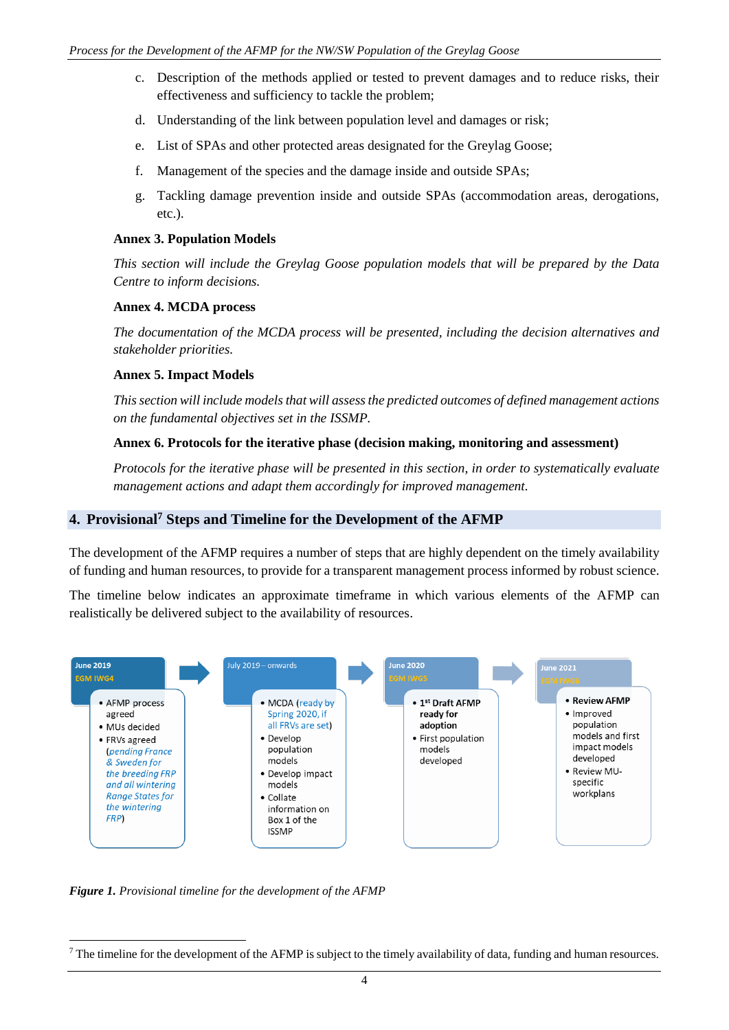c. Description of the methods applied or tested to prevent damages and to reduce risks, their effectiveness and sufficiency to tackle the problem;

d. Understanding of the link between population level and damages or risk;

e. List of SPAs and other protected areas designated for the Greylag Goose;

f. Management of the species and the damage inside and outside SPAs;

g. Tackling damage prevention inside and outside SPAs (accommodation areas, derogations, etc.).

**Annex 3. Population Models**

*This section will include the Greylag Goose population models that will be prepared by the Data Centre to inform decisions.*

**Annex 4. MCDA process**

*The documentation of the MCDA process will be presented, including the decision alternatives and stakeholder priorities.*

**Annex 5. Impact Models**

*This section will include models that will assess the predicted outcomes of defined management actions on the fundamental objectives set in the ISSMP.*

**Annex 6. Protocols for the iterative phase (decision making, monitoring and assessment)**

*Protocols for the iterative phase will be presented in this section, in order to systematically evaluate management actions and adapt them accordingly for improved management.*

## 4. Provisional[7] Steps and Timeline for the Development of the AFMP

The development of the AFMP requires a number of steps that are highly dependent on the timely availability of funding and human resources, to provide for a transparent management process informed by robust science.

The timeline below indicates an approximate timeframe in which various elements of the AFMP can realistically be delivered subject to the availability of resources.

**June 2019 – EGM IWG4**
- AFMP process agreed
- MUs decided
- FRVs agreed (*pending France & Sweden for the breeding FRP and all wintering Range States for the wintering FRP*)

**July 2019 – onwards**
- MCDA (ready by Spring 2020, if all FRVs are set)
- Develop population models
- Develop impact models
- Collate information on Box 1 of the ISSMP

**June 2020 – EGM IWG5**
- **1st Draft AFMP ready for adoption**
- First population models developed

**June 2021 – EGM IWG6**
- **Review AFMP**
- Improved population models and first impact models developed
- Review MU-specific workplans

***Figure 1.*** *Provisional timeline for the development of the AFMP*

[7] The timeline for the development of the AFMP is subject to the timely availability of data, funding and human resources.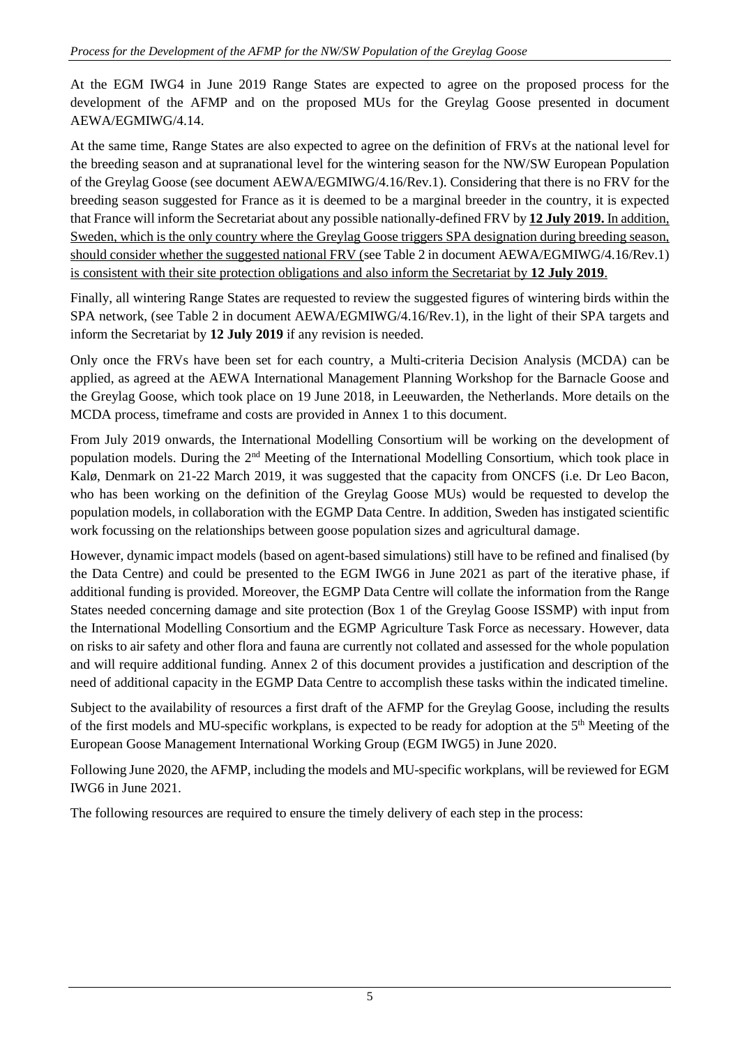At the EGM IWG4 in June 2019 Range States are expected to agree on the proposed process for the development of the AFMP and on the proposed MUs for the Greylag Goose presented in document AEWA/EGMIWG/4.14.

At the same time, Range States are also expected to agree on the definition of FRVs at the national level for the breeding season and at supranational level for the wintering season for the NW/SW European Population of the Greylag Goose (see document AEWA/EGMIWG/4.16/Rev.1). Considering that there is no FRV for the breeding season suggested for France as it is deemed to be a marginal breeder in the country, it is expected that France will inform the Secretariat about any possible nationally-defined FRV by **12 July 2019.** In addition, Sweden, which is the only country where the Greylag Goose triggers SPA designation during breeding season, should consider whether the suggested national FRV (see Table 2 in document AEWA/EGMIWG/4.16/Rev.1) is consistent with their site protection obligations and also inform the Secretariat by **12 July 2019**.

Finally, all wintering Range States are requested to review the suggested figures of wintering birds within the SPA network, (see Table 2 in document AEWA/EGMIWG/4.16/Rev.1), in the light of their SPA targets and inform the Secretariat by **12 July 2019** if any revision is needed.

Only once the FRVs have been set for each country, a Multi-criteria Decision Analysis (MCDA) can be applied, as agreed at the AEWA International Management Planning Workshop for the Barnacle Goose and the Greylag Goose, which took place on 19 June 2018, in Leeuwarden, the Netherlands. More details on the MCDA process, timeframe and costs are provided in Annex 1 to this document.

From July 2019 onwards, the International Modelling Consortium will be working on the development of population models. During the 2nd Meeting of the International Modelling Consortium, which took place in Kalø, Denmark on 21-22 March 2019, it was suggested that the capacity from ONCFS (i.e. Dr Leo Bacon, who has been working on the definition of the Greylag Goose MUs) would be requested to develop the population models, in collaboration with the EGMP Data Centre. In addition, Sweden has instigated scientific work focussing on the relationships between goose population sizes and agricultural damage.

However, dynamic impact models (based on agent-based simulations) still have to be refined and finalised (by the Data Centre) and could be presented to the EGM IWG6 in June 2021 as part of the iterative phase, if additional funding is provided. Moreover, the EGMP Data Centre will collate the information from the Range States needed concerning damage and site protection (Box 1 of the Greylag Goose ISSMP) with input from the International Modelling Consortium and the EGMP Agriculture Task Force as necessary. However, data on risks to air safety and other flora and fauna are currently not collated and assessed for the whole population and will require additional funding. Annex 2 of this document provides a justification and description of the need of additional capacity in the EGMP Data Centre to accomplish these tasks within the indicated timeline.

Subject to the availability of resources a first draft of the AFMP for the Greylag Goose, including the results of the first models and MU-specific workplans, is expected to be ready for adoption at the 5th Meeting of the European Goose Management International Working Group (EGM IWG5) in June 2020.

Following June 2020, the AFMP, including the models and MU-specific workplans, will be reviewed for EGM IWG6 in June 2021.

The following resources are required to ensure the timely delivery of each step in the process: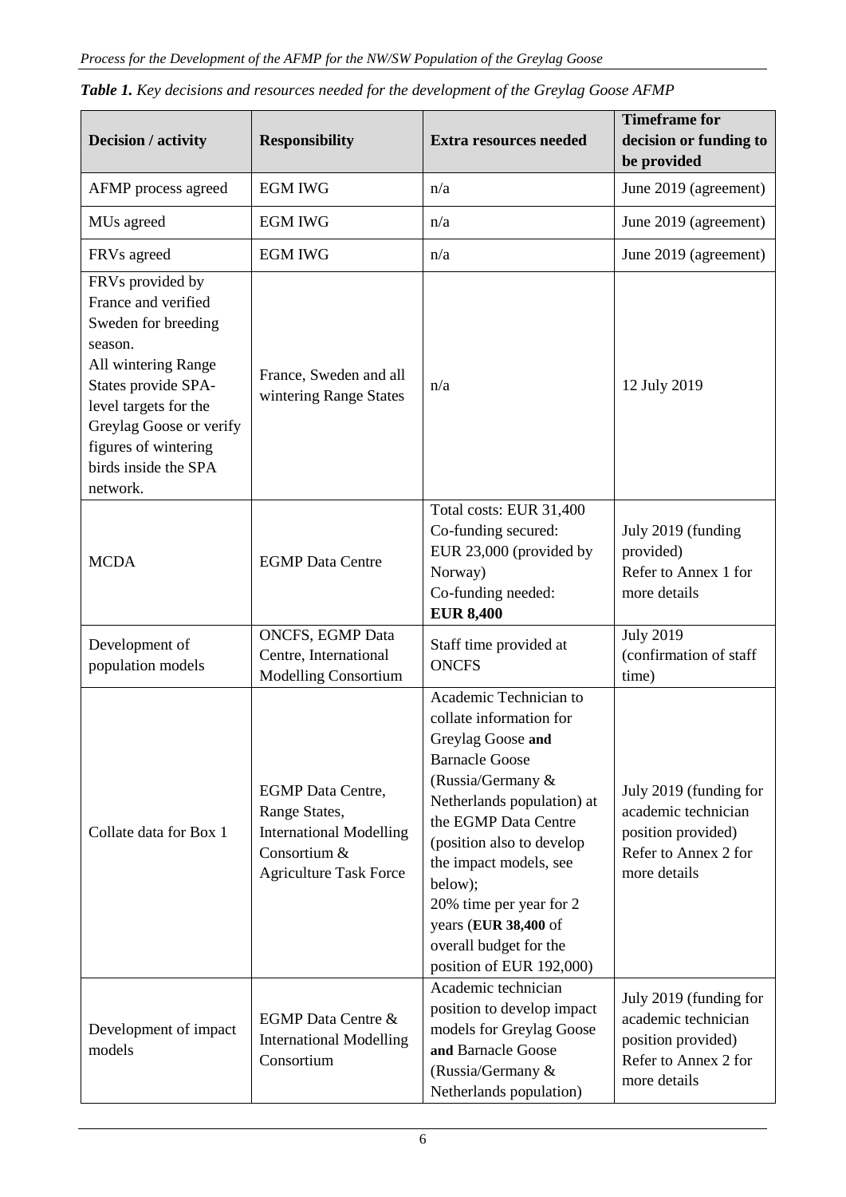***Table 1.** Key decisions and resources needed for the development of the Greylag Goose AFMP*

| Decision / activity | Responsibility | Extra resources needed | Timeframe for decision or funding to be provided |
|---|---|---|---|
| AFMP process agreed | EGM IWG | n/a | June 2019 (agreement) |
| MUs agreed | EGM IWG | n/a | June 2019 (agreement) |
| FRVs agreed | EGM IWG | n/a | June 2019 (agreement) |
| FRVs provided by France and verified Sweden for breeding season.<br>All wintering Range States provide SPA-level targets for the Greylag Goose or verify figures of wintering birds inside the SPA network. | France, Sweden and all wintering Range States | n/a | 12 July 2019 |
| MCDA | EGMP Data Centre | Total costs: EUR 31,400<br>Co-funding secured: EUR 23,000 (provided by Norway)<br>Co-funding needed: **EUR 8,400** | July 2019 (funding provided)<br>Refer to Annex 1 for more details |
| Development of population models | ONCFS, EGMP Data Centre, International Modelling Consortium | Staff time provided at ONCFS | July 2019 (confirmation of staff time) |
| Collate data for Box 1 | EGMP Data Centre, Range States, International Modelling Consortium & Agriculture Task Force | Academic Technician to collate information for Greylag Goose **and** Barnacle Goose (Russia/Germany & Netherlands population) at the EGMP Data Centre (position also to develop the impact models, see below);<br>20% time per year for 2 years (**EUR 38,400** of overall budget for the position of EUR 192,000) | July 2019 (funding for academic technician position provided)<br>Refer to Annex 2 for more details |
| Development of impact models | EGMP Data Centre & International Modelling Consortium | Academic technician position to develop impact models for Greylag Goose **and** Barnacle Goose (Russia/Germany & Netherlands population) | July 2019 (funding for academic technician position provided)<br>Refer to Annex 2 for more details |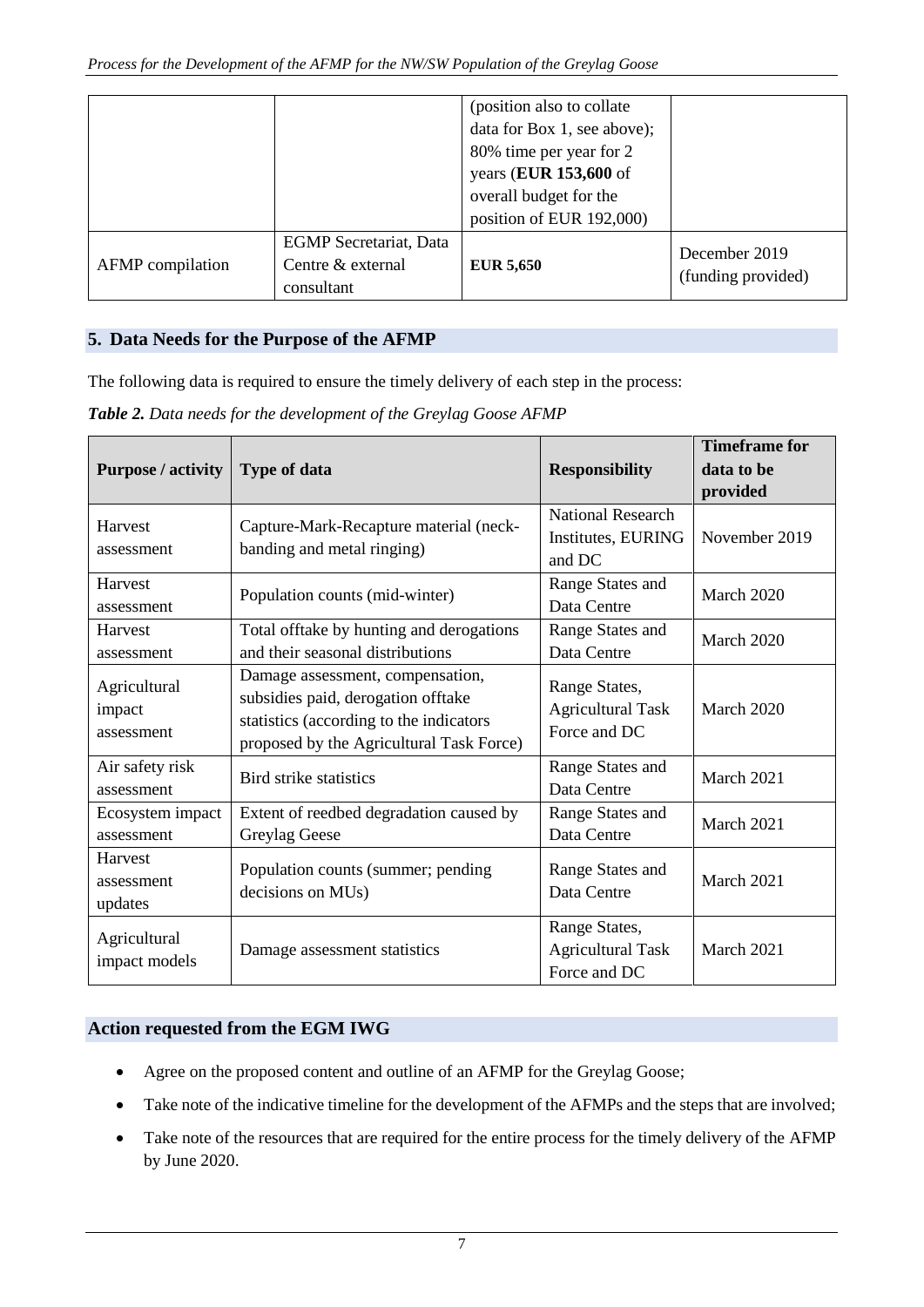| | | (position also to collate data for Box 1, see above); 80% time per year for 2 years (**EUR 153,600** of overall budget for the position of EUR 192,000) | |
|---|---|---|---|
| AFMP compilation | EGMP Secretariat, Data Centre & external consultant | **EUR 5,650** | December 2019 (funding provided) |

## 5. Data Needs for the Purpose of the AFMP

The following data is required to ensure the timely delivery of each step in the process:

***Table 2.*** *Data needs for the development of the Greylag Goose AFMP*

| Purpose / activity | Type of data | Responsibility | Timeframe for data to be provided |
|---|---|---|---|
| Harvest assessment | Capture-Mark-Recapture material (neck-banding and metal ringing) | National Research Institutes, EURING and DC | November 2019 |
| Harvest assessment | Population counts (mid-winter) | Range States and Data Centre | March 2020 |
| Harvest assessment | Total offtake by hunting and derogations and their seasonal distributions | Range States and Data Centre | March 2020 |
| Agricultural impact assessment | Damage assessment, compensation, subsidies paid, derogation offtake statistics (according to the indicators proposed by the Agricultural Task Force) | Range States, Agricultural Task Force and DC | March 2020 |
| Air safety risk assessment | Bird strike statistics | Range States and Data Centre | March 2021 |
| Ecosystem impact assessment | Extent of reedbed degradation caused by Greylag Geese | Range States and Data Centre | March 2021 |
| Harvest assessment updates | Population counts (summer; pending decisions on MUs) | Range States and Data Centre | March 2021 |
| Agricultural impact models | Damage assessment statistics | Range States, Agricultural Task Force and DC | March 2021 |

## Action requested from the EGM IWG

- Agree on the proposed content and outline of an AFMP for the Greylag Goose;
- Take note of the indicative timeline for the development of the AFMPs and the steps that are involved;
- Take note of the resources that are required for the entire process for the timely delivery of the AFMP by June 2020.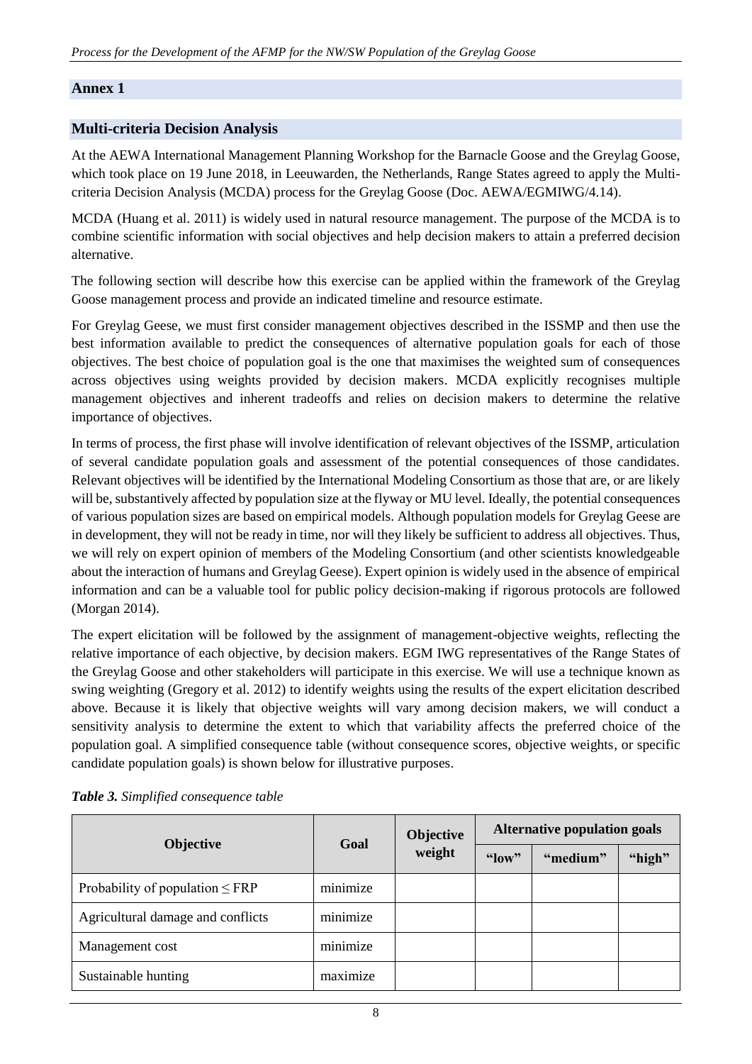## Annex 1

## Multi-criteria Decision Analysis

At the AEWA International Management Planning Workshop for the Barnacle Goose and the Greylag Goose, which took place on 19 June 2018, in Leeuwarden, the Netherlands, Range States agreed to apply the Multi-criteria Decision Analysis (MCDA) process for the Greylag Goose (Doc. AEWA/EGMIWG/4.14).

MCDA (Huang et al. 2011) is widely used in natural resource management. The purpose of the MCDA is to combine scientific information with social objectives and help decision makers to attain a preferred decision alternative.

The following section will describe how this exercise can be applied within the framework of the Greylag Goose management process and provide an indicated timeline and resource estimate.

For Greylag Geese, we must first consider management objectives described in the ISSMP and then use the best information available to predict the consequences of alternative population goals for each of those objectives. The best choice of population goal is the one that maximises the weighted sum of consequences across objectives using weights provided by decision makers. MCDA explicitly recognises multiple management objectives and inherent tradeoffs and relies on decision makers to determine the relative importance of objectives.

In terms of process, the first phase will involve identification of relevant objectives of the ISSMP, articulation of several candidate population goals and assessment of the potential consequences of those candidates. Relevant objectives will be identified by the International Modeling Consortium as those that are, or are likely will be, substantively affected by population size at the flyway or MU level. Ideally, the potential consequences of various population sizes are based on empirical models. Although population models for Greylag Geese are in development, they will not be ready in time, nor will they likely be sufficient to address all objectives. Thus, we will rely on expert opinion of members of the Modeling Consortium (and other scientists knowledgeable about the interaction of humans and Greylag Geese). Expert opinion is widely used in the absence of empirical information and can be a valuable tool for public policy decision-making if rigorous protocols are followed (Morgan 2014).

The expert elicitation will be followed by the assignment of management-objective weights, reflecting the relative importance of each objective, by decision makers. EGM IWG representatives of the Range States of the Greylag Goose and other stakeholders will participate in this exercise. We will use a technique known as swing weighting (Gregory et al. 2012) to identify weights using the results of the expert elicitation described above. Because it is likely that objective weights will vary among decision makers, we will conduct a sensitivity analysis to determine the extent to which that variability affects the preferred choice of the population goal. A simplified consequence table (without consequence scores, objective weights, or specific candidate population goals) is shown below for illustrative purposes.

***Table 3.*** *Simplified consequence table*

| Objective | Goal | Objective weight | Alternative population goals | | |
|---|---|---|---|---|---|
| | | | "low" | "medium" | "high" |
| Probability of population ≤ FRP | minimize | | | | |
| Agricultural damage and conflicts | minimize | | | | |
| Management cost | minimize | | | | |
| Sustainable hunting | maximize | | | | |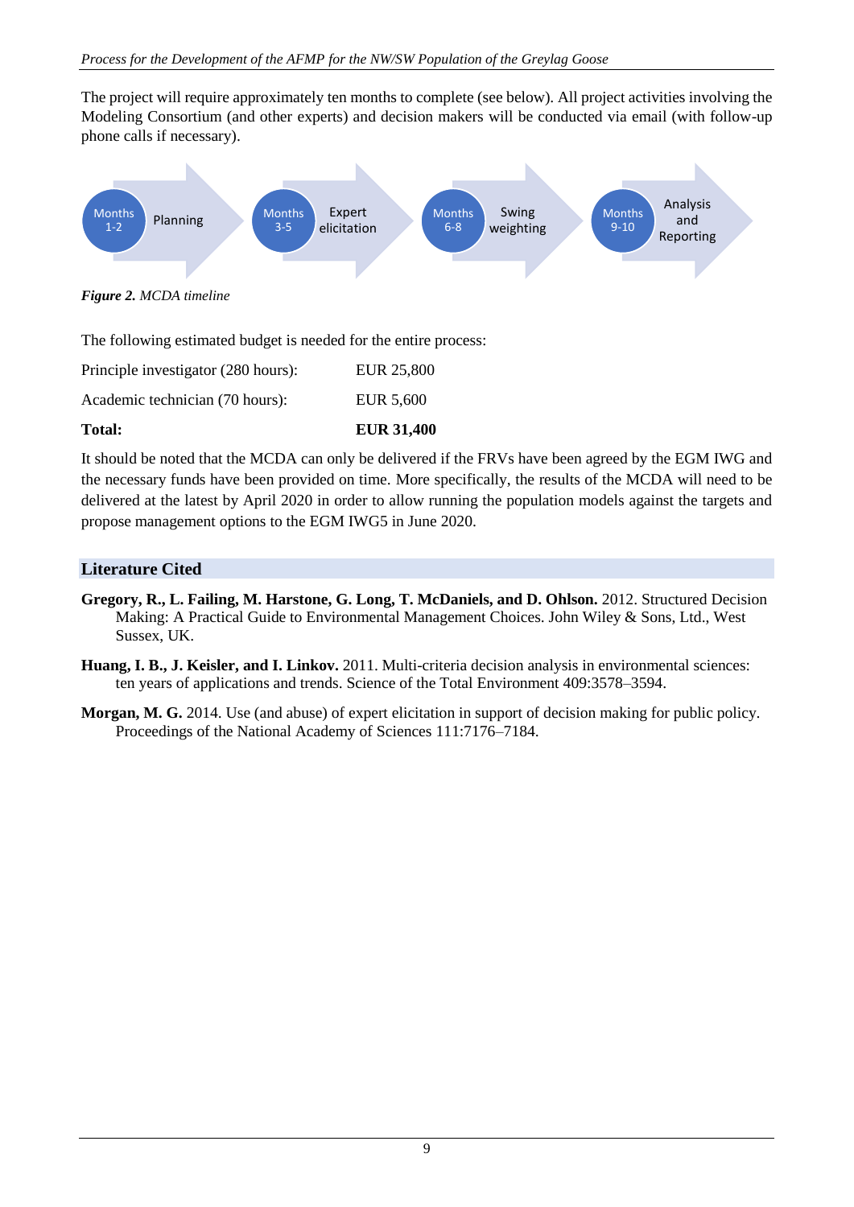The project will require approximately ten months to complete (see below). All project activities involving the Modeling Consortium (and other experts) and decision makers will be conducted via email (with follow-up phone calls if necessary).

| Months 1-2 | Months 3-5 | Months 6-8 | Months 9-10 |
|---|---|---|---|
| Planning | Expert elicitation | Swing weighting | Analysis and Reporting |

***Figure 2.*** *MCDA timeline*

The following estimated budget is needed for the entire process:

| | |
|---|---|
| Principle investigator (280 hours): | EUR 25,800 |
| Academic technician (70 hours): | EUR 5,600 |
| **Total:** | **EUR 31,400** |

It should be noted that the MCDA can only be delivered if the FRVs have been agreed by the EGM IWG and the necessary funds have been provided on time. More specifically, the results of the MCDA will need to be delivered at the latest by April 2020 in order to allow running the population models against the targets and propose management options to the EGM IWG5 in June 2020.

## Literature Cited

**Gregory, R., L. Failing, M. Harstone, G. Long, T. McDaniels, and D. Ohlson.** 2012. Structured Decision Making: A Practical Guide to Environmental Management Choices. John Wiley & Sons, Ltd., West Sussex, UK.

**Huang, I. B., J. Keisler, and I. Linkov.** 2011. Multi-criteria decision analysis in environmental sciences: ten years of applications and trends. Science of the Total Environment 409:3578–3594.

**Morgan, M. G.** 2014. Use (and abuse) of expert elicitation in support of decision making for public policy. Proceedings of the National Academy of Sciences 111:7176–7184.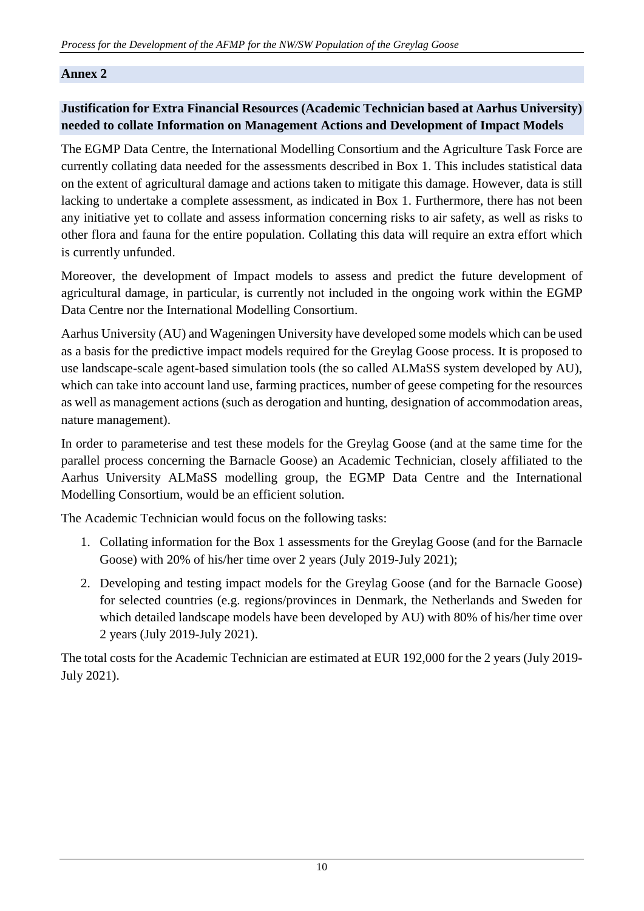## Annex 2

### Justification for Extra Financial Resources (Academic Technician based at Aarhus University) needed to collate Information on Management Actions and Development of Impact Models

The EGMP Data Centre, the International Modelling Consortium and the Agriculture Task Force are currently collating data needed for the assessments described in Box 1. This includes statistical data on the extent of agricultural damage and actions taken to mitigate this damage. However, data is still lacking to undertake a complete assessment, as indicated in Box 1. Furthermore, there has not been any initiative yet to collate and assess information concerning risks to air safety, as well as risks to other flora and fauna for the entire population. Collating this data will require an extra effort which is currently unfunded.

Moreover, the development of Impact models to assess and predict the future development of agricultural damage, in particular, is currently not included in the ongoing work within the EGMP Data Centre nor the International Modelling Consortium.

Aarhus University (AU) and Wageningen University have developed some models which can be used as a basis for the predictive impact models required for the Greylag Goose process. It is proposed to use landscape-scale agent-based simulation tools (the so called ALMaSS system developed by AU), which can take into account land use, farming practices, number of geese competing for the resources as well as management actions (such as derogation and hunting, designation of accommodation areas, nature management).

In order to parameterise and test these models for the Greylag Goose (and at the same time for the parallel process concerning the Barnacle Goose) an Academic Technician, closely affiliated to the Aarhus University ALMaSS modelling group, the EGMP Data Centre and the International Modelling Consortium, would be an efficient solution.

The Academic Technician would focus on the following tasks:

1. Collating information for the Box 1 assessments for the Greylag Goose (and for the Barnacle Goose) with 20% of his/her time over 2 years (July 2019-July 2021);
2. Developing and testing impact models for the Greylag Goose (and for the Barnacle Goose) for selected countries (e.g. regions/provinces in Denmark, the Netherlands and Sweden for which detailed landscape models have been developed by AU) with 80% of his/her time over 2 years (July 2019-July 2021).

The total costs for the Academic Technician are estimated at EUR 192,000 for the 2 years (July 2019-July 2021).